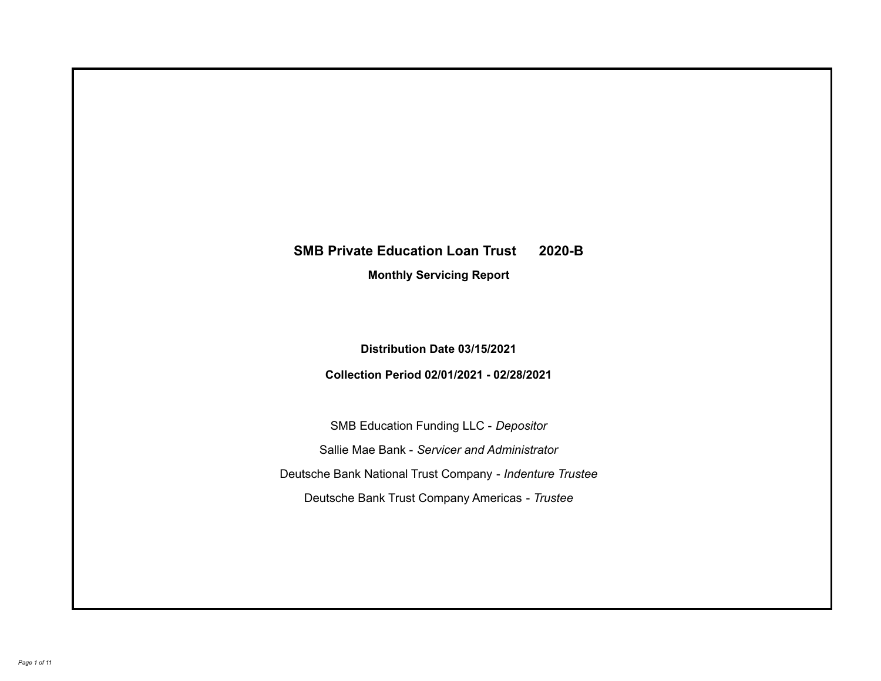# SMB Private Education Loan Trust 2020-B

**Monthly Servicing Report**

**Distribution Date 03/15/2021**

**Collection Period 02/01/2021 - 02/28/2021**

SMB Education Funding LLC - *Depositor*

Sallie Mae Bank - *Servicer and Administrator*

Deutsche Bank National Trust Company - *Indenture Trustee*

Deutsche Bank Trust Company Americas - *Trustee*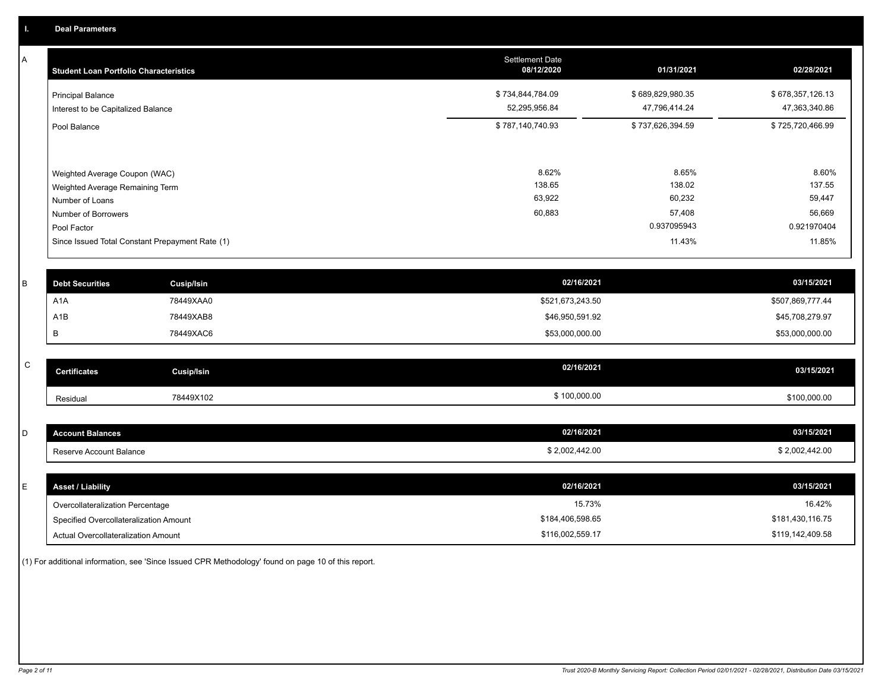## I. Deal Parameters

### A

| Student Loan Portfolio Characteristics | Settlement Date 08/12/2020 | 01/31/2021 | 02/28/2021 |
|---|---|---|---|
| Principal Balance | $ 734,844,784.09 | $ 689,829,980.35 | $ 678,357,126.13 |
| Interest to be Capitalized Balance | 52,295,956.84 | 47,796,414.24 | 47,363,340.86 |
| Pool Balance | $ 787,140,740.93 | $ 737,626,394.59 | $ 725,720,466.99 |
| Weighted Average Coupon (WAC) | 8.62% | 8.65% | 8.60% |
| Weighted Average Remaining Term | 138.65 | 138.02 | 137.55 |
| Number of Loans | 63,922 | 60,232 | 59,447 |
| Number of Borrowers | 60,883 | 57,408 | 56,669 |
| Pool Factor | | 0.937095943 | 0.921970404 |
| Since Issued Total Constant Prepayment Rate (1) | | 11.43% | 11.85% |

### B

| Debt Securities | Cusip/Isin | 02/16/2021 | 03/15/2021 |
|---|---|---|---|
| A1A | 78449XAA0 | $521,673,243.50 | $507,869,777.44 |
| A1B | 78449XAB8 | $46,950,591.92 | $45,708,279.97 |
| B | 78449XAC6 | $53,000,000.00 | $53,000,000.00 |

### C

| Certificates | Cusip/Isin | 02/16/2021 | 03/15/2021 |
|---|---|---|---|
| Residual | 78449X102 | $ 100,000.00 | $100,000.00 |

### D

| Account Balances | 02/16/2021 | 03/15/2021 |
|---|---|---|
| Reserve Account Balance | $ 2,002,442.00 | $ 2,002,442.00 |

### E

| Asset / Liability | 02/16/2021 | 03/15/2021 |
|---|---|---|
| Overcollateralization Percentage | 15.73% | 16.42% |
| Specified Overcollateralization Amount | $184,406,598.65 | $181,430,116.75 |
| Actual Overcollateralization Amount | $116,002,559.17 | $119,142,409.58 |

(1) For additional information, see 'Since Issued CPR Methodology' found on page 10 of this report.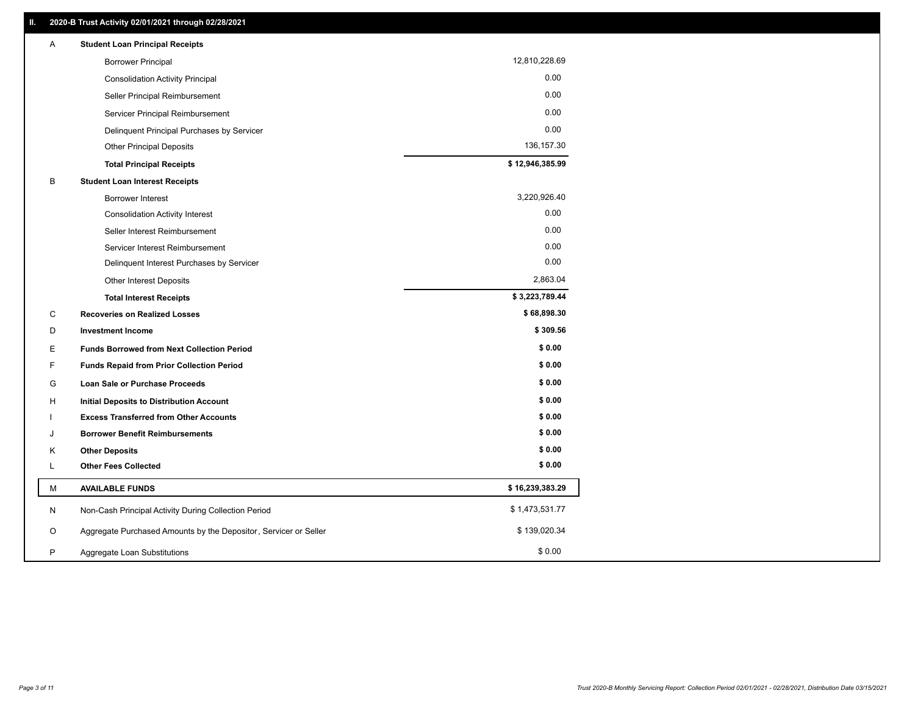## II. 2020-B Trust Activity 02/01/2021 through 02/28/2021

| | | |
|---|---|---|
| A | **Student Loan Principal Receipts** | |
| | Borrower Principal | 12,810,228.69 |
| | Consolidation Activity Principal | 0.00 |
| | Seller Principal Reimbursement | 0.00 |
| | Servicer Principal Reimbursement | 0.00 |
| | Delinquent Principal Purchases by Servicer | 0.00 |
| | Other Principal Deposits | 136,157.30 |
| | **Total Principal Receipts** | **$ 12,946,385.99** |
| B | **Student Loan Interest Receipts** | |
| | Borrower Interest | 3,220,926.40 |
| | Consolidation Activity Interest | 0.00 |
| | Seller Interest Reimbursement | 0.00 |
| | Servicer Interest Reimbursement | 0.00 |
| | Delinquent Interest Purchases by Servicer | 0.00 |
| | Other Interest Deposits | 2,863.04 |
| | **Total Interest Receipts** | **$ 3,223,789.44** |
| C | **Recoveries on Realized Losses** | **$ 68,898.30** |
| D | **Investment Income** | **$ 309.56** |
| E | **Funds Borrowed from Next Collection Period** | **$ 0.00** |
| F | **Funds Repaid from Prior Collection Period** | **$ 0.00** |
| G | **Loan Sale or Purchase Proceeds** | **$ 0.00** |
| H | **Initial Deposits to Distribution Account** | **$ 0.00** |
| I | **Excess Transferred from Other Accounts** | **$ 0.00** |
| J | **Borrower Benefit Reimbursements** | **$ 0.00** |
| K | **Other Deposits** | **$ 0.00** |
| L | **Other Fees Collected** | **$ 0.00** |
| M | **AVAILABLE FUNDS** | **$ 16,239,383.29** |
| N | Non-Cash Principal Activity During Collection Period | $ 1,473,531.77 |
| O | Aggregate Purchased Amounts by the Depositor, Servicer or Seller | $ 139,020.34 |
| P | Aggregate Loan Substitutions | $ 0.00 |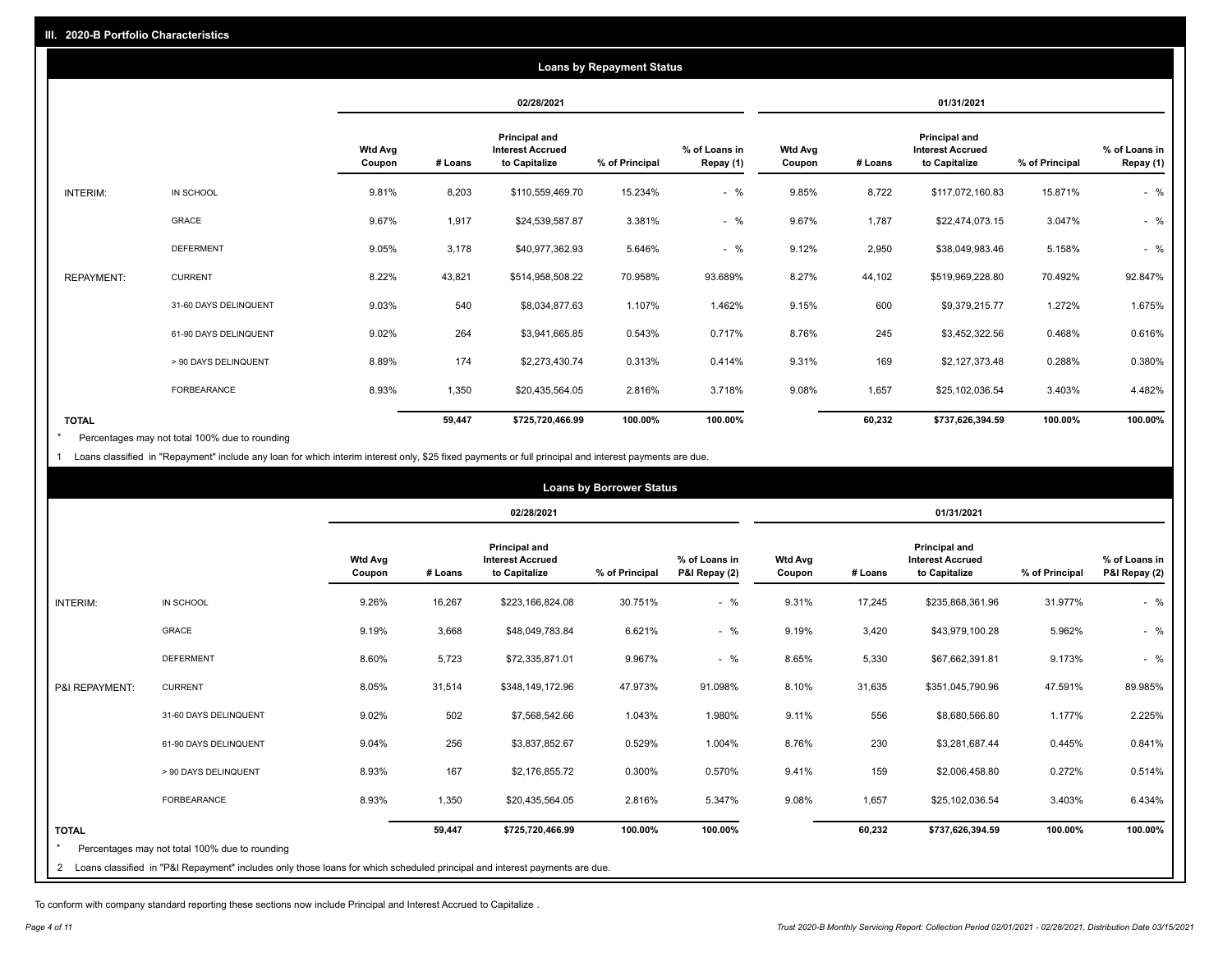## III. 2020-B Portfolio Characteristics

### Loans by Repayment Status

| | | 02/28/2021 | | | | | 01/31/2021 | | | | |
|---|---|---|---|---|---|---|---|---|---|---|---|
| | | Wtd Avg Coupon | # Loans | Principal and Interest Accrued to Capitalize | % of Principal | % of Loans in Repay (1) | Wtd Avg Coupon | # Loans | Principal and Interest Accrued to Capitalize | % of Principal | % of Loans in Repay (1) |
| INTERIM: | IN SCHOOL | 9.81% | 8,203 | $110,559,469.70 | 15.234% | - % | 9.85% | 8,722 | $117,072,160.83 | 15.871% | - % |
| | GRACE | 9.67% | 1,917 | $24,539,587.87 | 3.381% | - % | 9.67% | 1,787 | $22,474,073.15 | 3.047% | - % |
| | DEFERMENT | 9.05% | 3,178 | $40,977,362.93 | 5.646% | - % | 9.12% | 2,950 | $38,049,983.46 | 5.158% | - % |
| REPAYMENT: | CURRENT | 8.22% | 43,821 | $514,958,508.22 | 70.958% | 93.689% | 8.27% | 44,102 | $519,969,228.80 | 70.492% | 92.847% |
| | 31-60 DAYS DELINQUENT | 9.03% | 540 | $8,034,877.63 | 1.107% | 1.462% | 9.15% | 600 | $9,379,215.77 | 1.272% | 1.675% |
| | 61-90 DAYS DELINQUENT | 9.02% | 264 | $3,941,665.85 | 0.543% | 0.717% | 8.76% | 245 | $3,452,322.56 | 0.468% | 0.616% |
| | > 90 DAYS DELINQUENT | 8.89% | 174 | $2,273,430.74 | 0.313% | 0.414% | 9.31% | 169 | $2,127,373.48 | 0.288% | 0.380% |
| | FORBEARANCE | 8.93% | 1,350 | $20,435,564.05 | 2.816% | 3.718% | 9.08% | 1,657 | $25,102,036.54 | 3.403% | 4.482% |
| TOTAL | | | 59,447 | $725,720,466.99 | 100.00% | 100.00% | | 60,232 | $737,626,394.59 | 100.00% | 100.00% |

* Percentages may not total 100% due to rounding

1 Loans classified in "Repayment" include any loan for which interim interest only, $25 fixed payments or full principal and interest payments are due.

### Loans by Borrower Status

| | | 02/28/2021 | | | | | 01/31/2021 | | | | |
|---|---|---|---|---|---|---|---|---|---|---|---|
| | | Wtd Avg Coupon | # Loans | Principal and Interest Accrued to Capitalize | % of Principal | % of Loans in P&I Repay (2) | Wtd Avg Coupon | # Loans | Principal and Interest Accrued to Capitalize | % of Principal | % of Loans in P&I Repay (2) |
| INTERIM: | IN SCHOOL | 9.26% | 16,267 | $223,166,824.08 | 30.751% | - % | 9.31% | 17,245 | $235,868,361.96 | 31.977% | - % |
| | GRACE | 9.19% | 3,668 | $48,049,783.84 | 6.621% | - % | 9.19% | 3,420 | $43,979,100.28 | 5.962% | - % |
| | DEFERMENT | 8.60% | 5,723 | $72,335,871.01 | 9.967% | - % | 8.65% | 5,330 | $67,662,391.81 | 9.173% | - % |
| P&I REPAYMENT: | CURRENT | 8.05% | 31,514 | $348,149,172.96 | 47.973% | 91.098% | 8.10% | 31,635 | $351,045,790.96 | 47.591% | 89.985% |
| | 31-60 DAYS DELINQUENT | 9.02% | 502 | $7,568,542.66 | 1.043% | 1.980% | 9.11% | 556 | $8,680,566.80 | 1.177% | 2.225% |
| | 61-90 DAYS DELINQUENT | 9.04% | 256 | $3,837,852.67 | 0.529% | 1.004% | 8.76% | 230 | $3,281,687.44 | 0.445% | 0.841% |
| | > 90 DAYS DELINQUENT | 8.93% | 167 | $2,176,855.72 | 0.300% | 0.570% | 9.41% | 159 | $2,006,458.80 | 0.272% | 0.514% |
| | FORBEARANCE | 8.93% | 1,350 | $20,435,564.05 | 2.816% | 5.347% | 9.08% | 1,657 | $25,102,036.54 | 3.403% | 6.434% |
| TOTAL | | | 59,447 | $725,720,466.99 | 100.00% | 100.00% | | 60,232 | $737,626,394.59 | 100.00% | 100.00% |

* Percentages may not total 100% due to rounding

2 Loans classified in "P&I Repayment" includes only those loans for which scheduled principal and interest payments are due.

To conform with company standard reporting these sections now include Principal and Interest Accrued to Capitalize .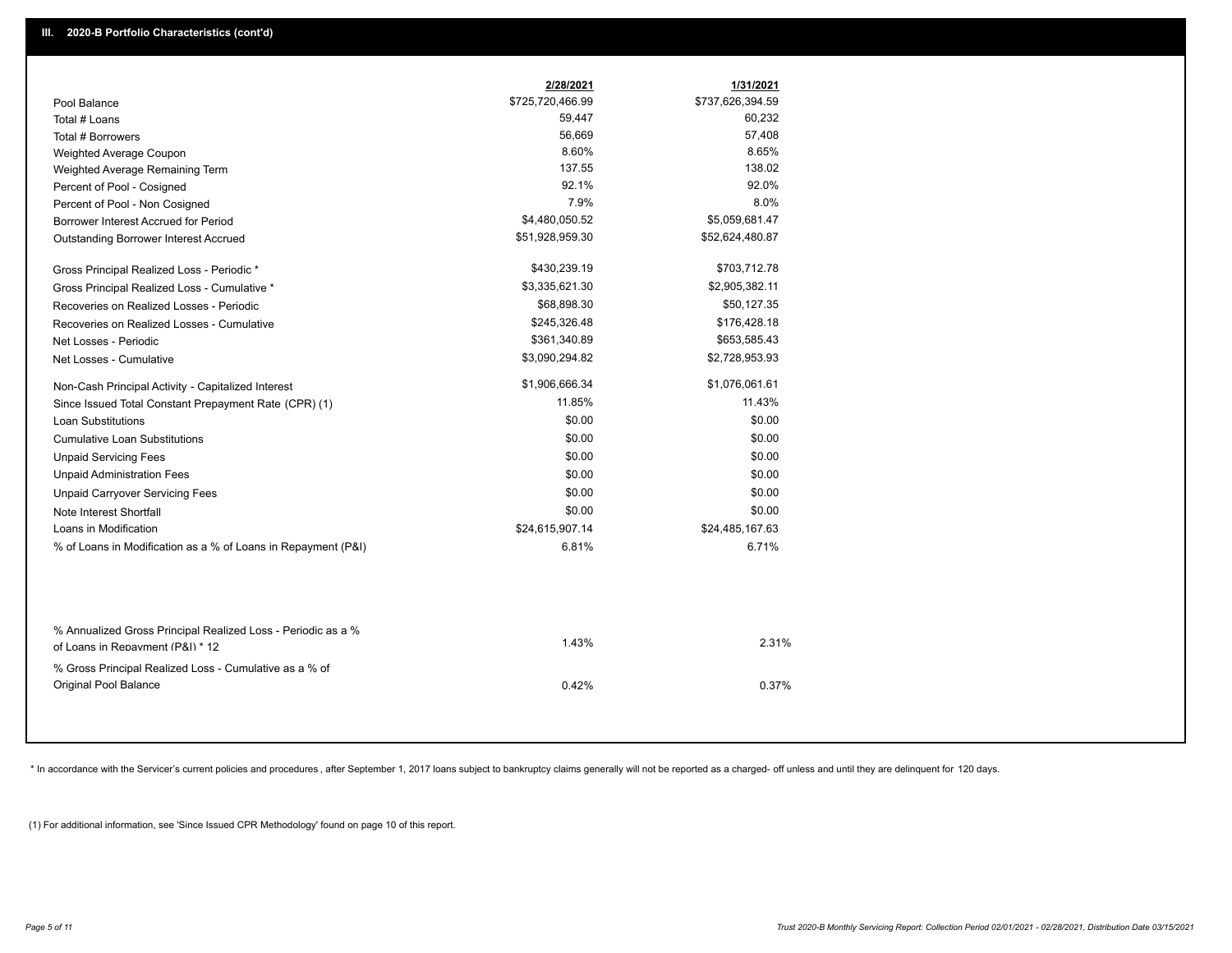## III. 2020-B Portfolio Characteristics (cont'd)

| | 2/28/2021 | 1/31/2021 |
|---|---|---|
| Pool Balance | $725,720,466.99 | $737,626,394.59 |
| Total # Loans | 59,447 | 60,232 |
| Total # Borrowers | 56,669 | 57,408 |
| Weighted Average Coupon | 8.60% | 8.65% |
| Weighted Average Remaining Term | 137.55 | 138.02 |
| Percent of Pool - Cosigned | 92.1% | 92.0% |
| Percent of Pool - Non Cosigned | 7.9% | 8.0% |
| Borrower Interest Accrued for Period | $4,480,050.52 | $5,059,681.47 |
| Outstanding Borrower Interest Accrued | $51,928,959.30 | $52,624,480.87 |
| Gross Principal Realized Loss - Periodic * | $430,239.19 | $703,712.78 |
| Gross Principal Realized Loss - Cumulative * | $3,335,621.30 | $2,905,382.11 |
| Recoveries on Realized Losses - Periodic | $68,898.30 | $50,127.35 |
| Recoveries on Realized Losses - Cumulative | $245,326.48 | $176,428.18 |
| Net Losses - Periodic | $361,340.89 | $653,585.43 |
| Net Losses - Cumulative | $3,090,294.82 | $2,728,953.93 |
| Non-Cash Principal Activity - Capitalized Interest | $1,906,666.34 | $1,076,061.61 |
| Since Issued Total Constant Prepayment Rate (CPR) (1) | 11.85% | 11.43% |
| Loan Substitutions | $0.00 | $0.00 |
| Cumulative Loan Substitutions | $0.00 | $0.00 |
| Unpaid Servicing Fees | $0.00 | $0.00 |
| Unpaid Administration Fees | $0.00 | $0.00 |
| Unpaid Carryover Servicing Fees | $0.00 | $0.00 |
| Note Interest Shortfall | $0.00 | $0.00 |
| Loans in Modification | $24,615,907.14 | $24,485,167.63 |
| % of Loans in Modification as a % of Loans in Repayment (P&I) | 6.81% | 6.71% |
| % Annualized Gross Principal Realized Loss - Periodic as a % of Loans in Repayment (P&I) * 12 | 1.43% | 2.31% |
| % Gross Principal Realized Loss - Cumulative as a % of Original Pool Balance | 0.42% | 0.37% |

* In accordance with the Servicer's current policies and procedures , after September 1, 2017 loans subject to bankruptcy claims generally will not be reported as a charged- off unless and until they are delinquent for 120 days.

(1) For additional information, see 'Since Issued CPR Methodology' found on page 10 of this report.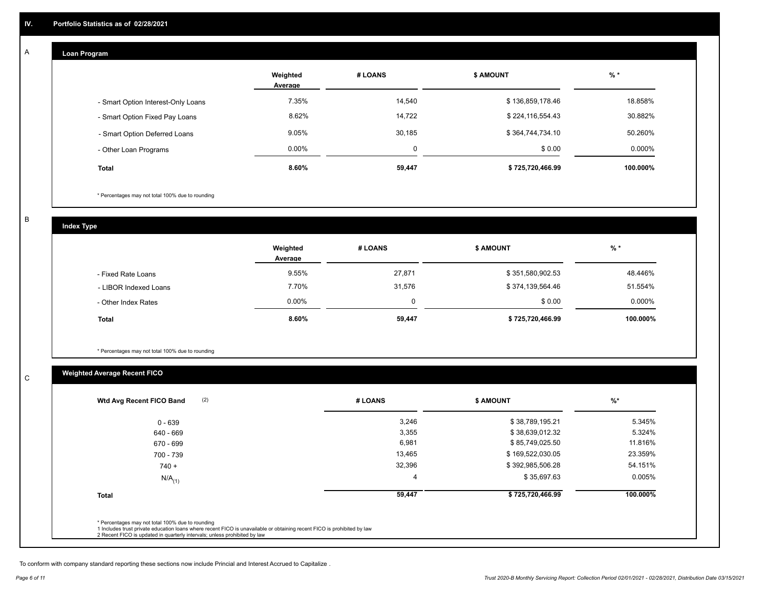## IV. Portfolio Statistics as of 02/28/2021

### A — Loan Program

| | Weighted Average | # LOANS | $ AMOUNT | % * |
|---|---|---|---|---|
| - Smart Option Interest-Only Loans | 7.35% | 14,540 | $ 136,859,178.46 | 18.858% |
| - Smart Option Fixed Pay Loans | 8.62% | 14,722 | $ 224,116,554.43 | 30.882% |
| - Smart Option Deferred Loans | 9.05% | 30,185 | $ 364,744,734.10 | 50.260% |
| - Other Loan Programs | 0.00% | 0 | $ 0.00 | 0.000% |
| **Total** | **8.60%** | **59,447** | **$ 725,720,466.99** | **100.000%** |

\* Percentages may not total 100% due to rounding

### B — Index Type

| | Weighted Average | # LOANS | $ AMOUNT | % * |
|---|---|---|---|---|
| - Fixed Rate Loans | 9.55% | 27,871 | $ 351,580,902.53 | 48.446% |
| - LIBOR Indexed Loans | 7.70% | 31,576 | $ 374,139,564.46 | 51.554% |
| - Other Index Rates | 0.00% | 0 | $ 0.00 | 0.000% |
| **Total** | **8.60%** | **59,447** | **$ 725,720,466.99** | **100.000%** |

\* Percentages may not total 100% due to rounding

### C — Weighted Average Recent FICO

| Wtd Avg Recent FICO Band (2) | # LOANS | $ AMOUNT | %* |
|---|---|---|---|
| 0 - 639 | 3,246 | $ 38,789,195.21 | 5.345% |
| 640 - 669 | 3,355 | $ 38,639,012.32 | 5.324% |
| 670 - 699 | 6,981 | $ 85,749,025.50 | 11.816% |
| 700 - 739 | 13,465 | $ 169,522,030.05 | 23.359% |
| 740 + | 32,396 | $ 392,985,506.28 | 54.151% |
| $N/A_{(1)}$ | 4 | $ 35,697.63 | 0.005% |
| **Total** | **59,447** | **$ 725,720,466.99** | **100.000%** |

\* Percentages may not total 100% due to rounding
1 Includes trust private education loans where recent FICO is unavailable or obtaining recent FICO is prohibited by law
2 Recent FICO is updated in quarterly intervals; unless prohibited by law

To conform with company standard reporting these sections now include Princial and Interest Accrued to Capitalize .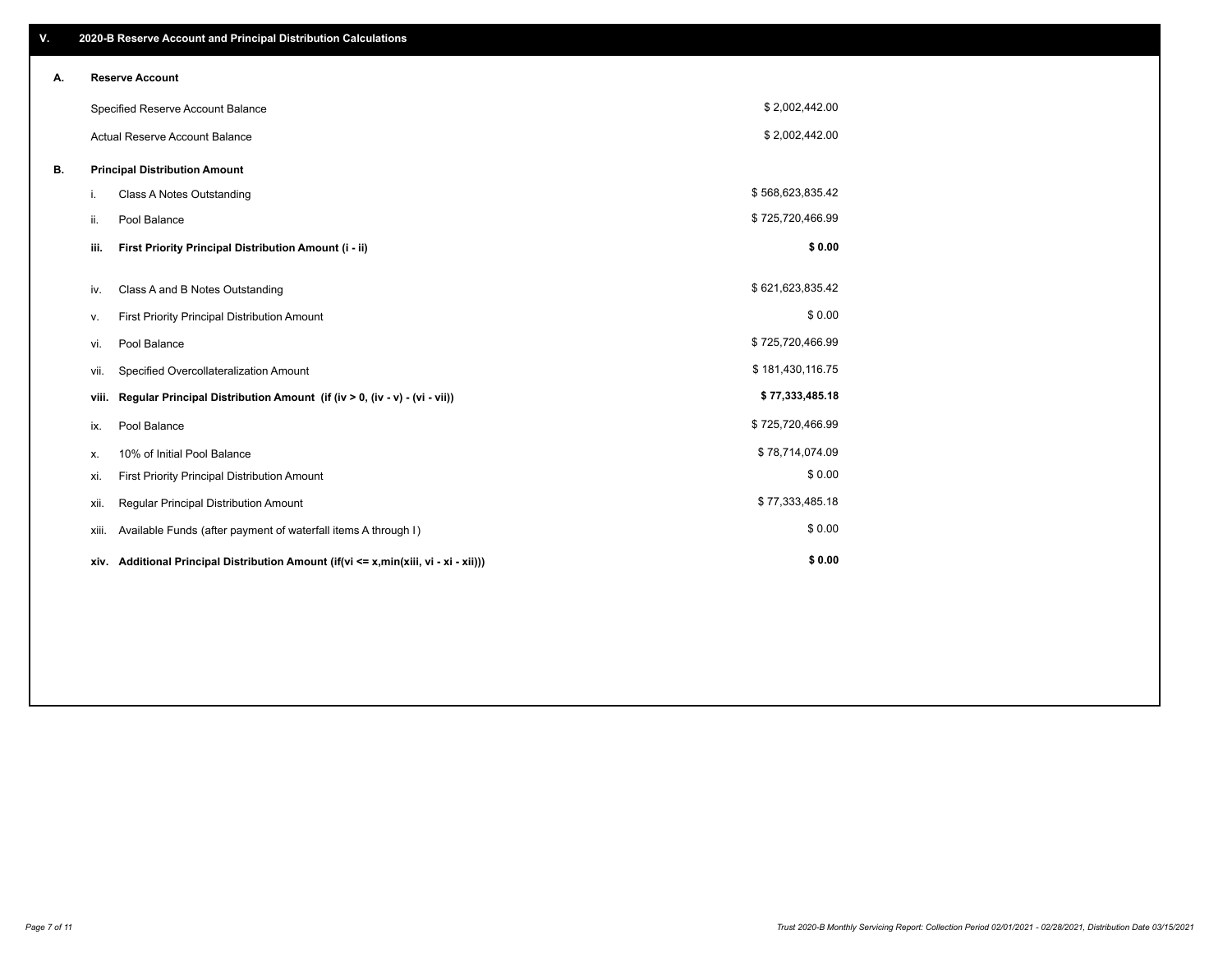## V. 2020-B Reserve Account and Principal Distribution Calculations

### A. Reserve Account

| | |
|---|---|
| Specified Reserve Account Balance | $ 2,002,442.00 |
| Actual Reserve Account Balance | $ 2,002,442.00 |

### B. Principal Distribution Amount

| | | |
|---|---|---|
| i. | Class A Notes Outstanding | $ 568,623,835.42 |
| ii. | Pool Balance | $ 725,720,466.99 |
| **iii.** | **First Priority Principal Distribution Amount (i - ii)** | **$ 0.00** |
| iv. | Class A and B Notes Outstanding | $ 621,623,835.42 |
| v. | First Priority Principal Distribution Amount | $ 0.00 |
| vi. | Pool Balance | $ 725,720,466.99 |
| vii. | Specified Overcollateralization Amount | $ 181,430,116.75 |
| **viii.** | **Regular Principal Distribution Amount (if (iv > 0, (iv - v) - (vi - vii))** | **$ 77,333,485.18** |
| ix. | Pool Balance | $ 725,720,466.99 |
| x. | 10% of Initial Pool Balance | $ 78,714,074.09 |
| xi. | First Priority Principal Distribution Amount | $ 0.00 |
| xii. | Regular Principal Distribution Amount | $ 77,333,485.18 |
| xiii. | Available Funds (after payment of waterfall items A through I) | $ 0.00 |
| **xiv.** | **Additional Principal Distribution Amount (if(vi <= x,min(xiii, vi - xi - xii)))** | **$ 0.00** |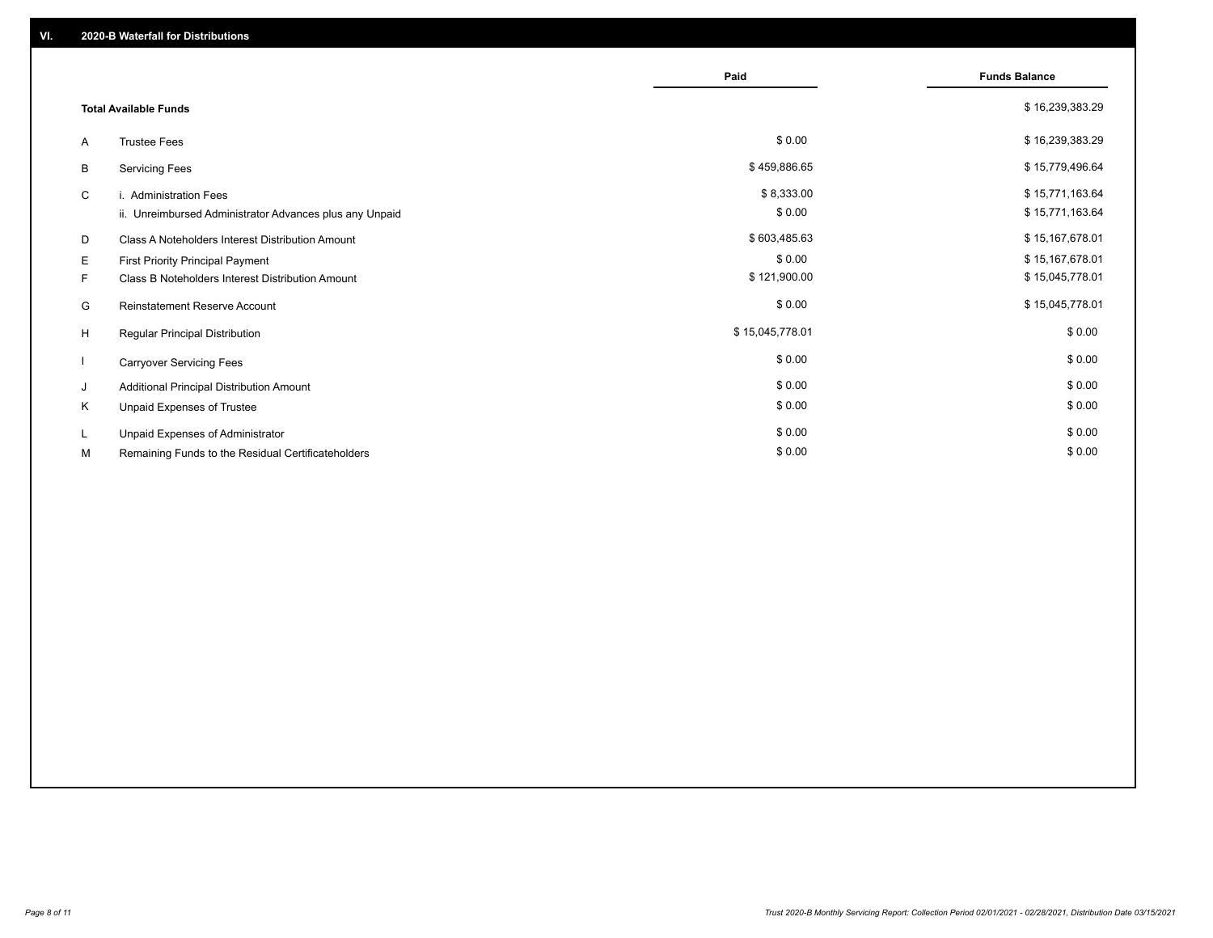## VI. 2020-B Waterfall for Distributions

| | | Paid | Funds Balance |
|---|---|---|---|
| | **Total Available Funds** | | $ 16,239,383.29 |
| A | Trustee Fees | $ 0.00 | $ 16,239,383.29 |
| B | Servicing Fees | $ 459,886.65 | $ 15,779,496.64 |
| C | i. Administration Fees | $ 8,333.00 | $ 15,771,163.64 |
| | ii. Unreimbursed Administrator Advances plus any Unpaid | $ 0.00 | $ 15,771,163.64 |
| D | Class A Noteholders Interest Distribution Amount | $ 603,485.63 | $ 15,167,678.01 |
| E | First Priority Principal Payment | $ 0.00 | $ 15,167,678.01 |
| F | Class B Noteholders Interest Distribution Amount | $ 121,900.00 | $ 15,045,778.01 |
| G | Reinstatement Reserve Account | $ 0.00 | $ 15,045,778.01 |
| H | Regular Principal Distribution | $ 15,045,778.01 | $ 0.00 |
| I | Carryover Servicing Fees | $ 0.00 | $ 0.00 |
| J | Additional Principal Distribution Amount | $ 0.00 | $ 0.00 |
| K | Unpaid Expenses of Trustee | $ 0.00 | $ 0.00 |
| L | Unpaid Expenses of Administrator | $ 0.00 | $ 0.00 |
| M | Remaining Funds to the Residual Certificateholders | $ 0.00 | $ 0.00 |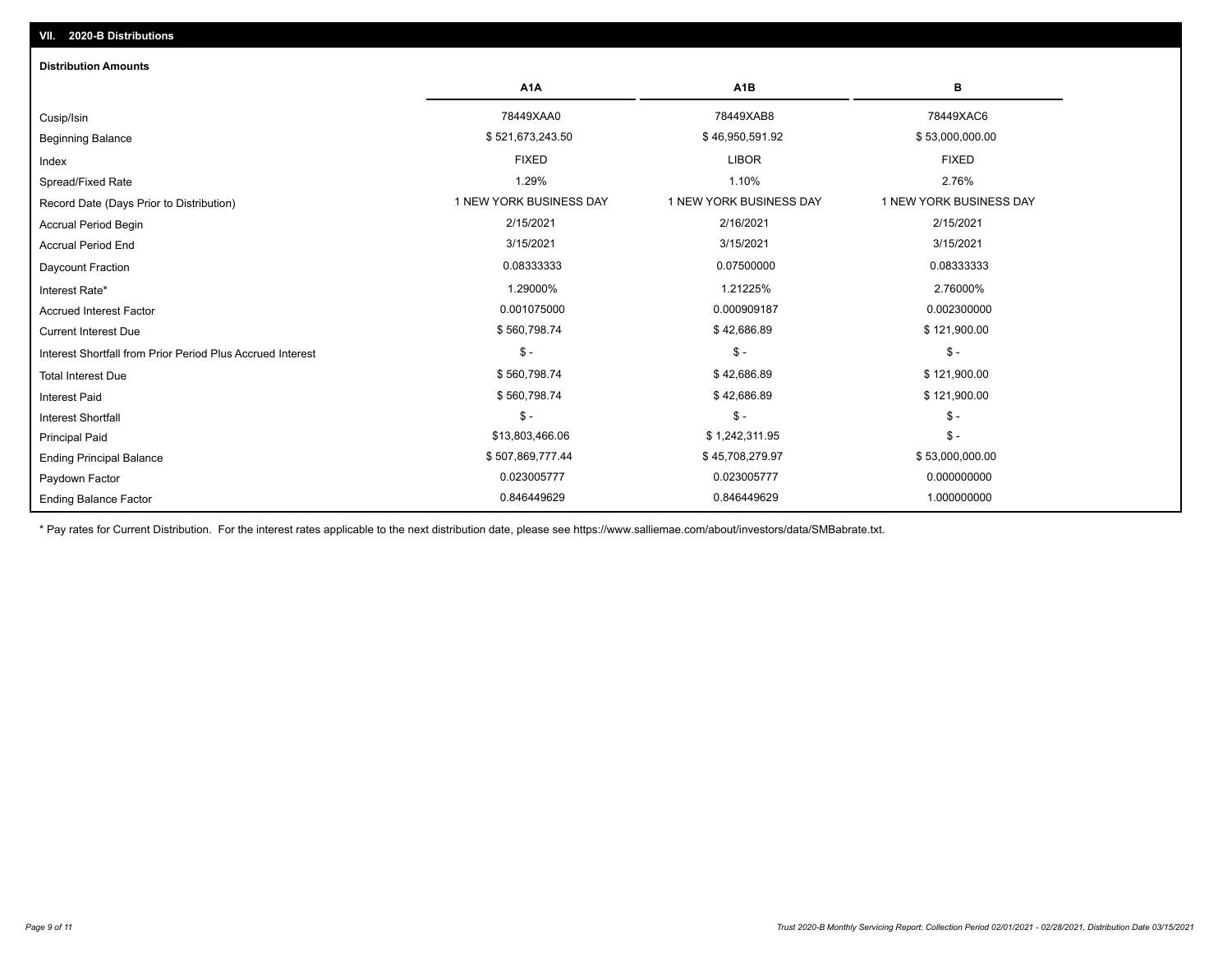## VII. 2020-B Distributions

### Distribution Amounts

| | A1A | A1B | B |
|---|---|---|---|
| Cusip/Isin | 78449XAA0 | 78449XAB8 | 78449XAC6 |
| Beginning Balance | $ 521,673,243.50 | $ 46,950,591.92 | $ 53,000,000.00 |
| Index | FIXED | LIBOR | FIXED |
| Spread/Fixed Rate | 1.29% | 1.10% | 2.76% |
| Record Date (Days Prior to Distribution) | 1 NEW YORK BUSINESS DAY | 1 NEW YORK BUSINESS DAY | 1 NEW YORK BUSINESS DAY |
| Accrual Period Begin | 2/15/2021 | 2/16/2021 | 2/15/2021 |
| Accrual Period End | 3/15/2021 | 3/15/2021 | 3/15/2021 |
| Daycount Fraction | 0.08333333 | 0.07500000 | 0.08333333 |
| Interest Rate* | 1.29000% | 1.21225% | 2.76000% |
| Accrued Interest Factor | 0.001075000 | 0.000909187 | 0.002300000 |
| Current Interest Due | $ 560,798.74 | $ 42,686.89 | $ 121,900.00 |
| Interest Shortfall from Prior Period Plus Accrued Interest | $ - | $ - | $ - |
| Total Interest Due | $ 560,798.74 | $ 42,686.89 | $ 121,900.00 |
| Interest Paid | $ 560,798.74 | $ 42,686.89 | $ 121,900.00 |
| Interest Shortfall | $ - | $ - | $ - |
| Principal Paid | $13,803,466.06 | $ 1,242,311.95 | $ - |
| Ending Principal Balance | $ 507,869,777.44 | $ 45,708,279.97 | $ 53,000,000.00 |
| Paydown Factor | 0.023005777 | 0.023005777 | 0.000000000 |
| Ending Balance Factor | 0.846449629 | 0.846449629 | 1.000000000 |

* Pay rates for Current Distribution. For the interest rates applicable to the next distribution date, please see https://www.salliemae.com/about/investors/data/SMBabrate.txt.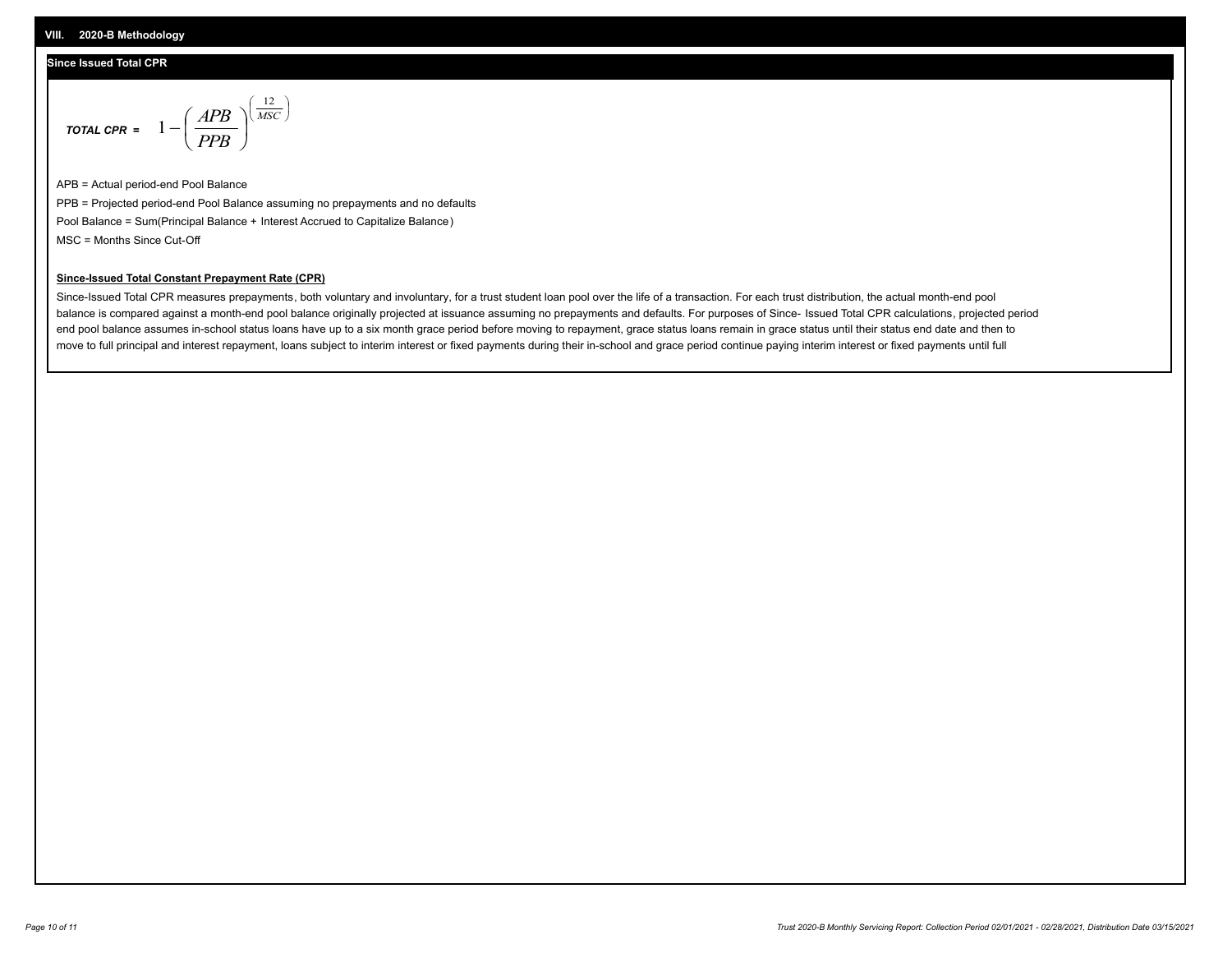## VIII. 2020-B Methodology

### Since Issued Total CPR

*TOTAL CPR* = $$1-\left(\frac{APB}{PPB}\right)^{\left(\frac{12}{MSC}\right)}$$

APB = Actual period-end Pool Balance

PPB = Projected period-end Pool Balance assuming no prepayments and no defaults

Pool Balance = Sum(Principal Balance + Interest Accrued to Capitalize Balance)

MSC = Months Since Cut-Off

**Since-Issued Total Constant Prepayment Rate (CPR)**

Since-Issued Total CPR measures prepayments, both voluntary and involuntary, for a trust student loan pool over the life of a transaction. For each trust distribution, the actual month-end pool balance is compared against a month-end pool balance originally projected at issuance assuming no prepayments and defaults. For purposes of Since- Issued Total CPR calculations, projected period end pool balance assumes in-school status loans have up to a six month grace period before moving to repayment, grace status loans remain in grace status until their status end date and then to move to full principal and interest repayment, loans subject to interim interest or fixed payments during their in-school and grace period continue paying interim interest or fixed payments until full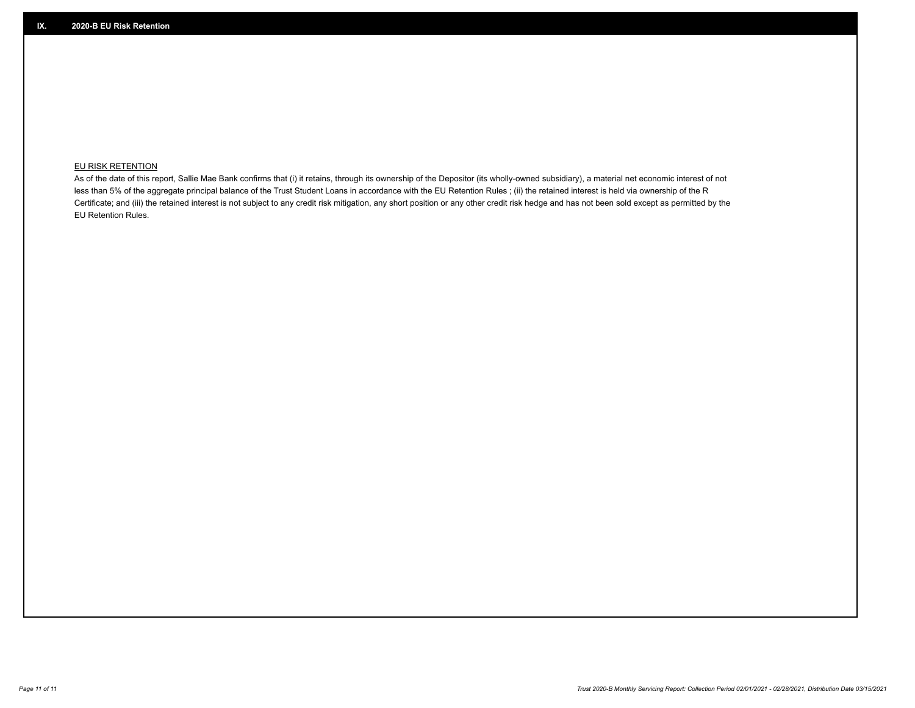## IX. 2020-B EU Risk Retention

EU RISK RETENTION

As of the date of this report, Sallie Mae Bank confirms that (i) it retains, through its ownership of the Depositor (its wholly-owned subsidiary), a material net economic interest of not less than 5% of the aggregate principal balance of the Trust Student Loans in accordance with the EU Retention Rules ; (ii) the retained interest is held via ownership of the R Certificate; and (iii) the retained interest is not subject to any credit risk mitigation, any short position or any other credit risk hedge and has not been sold except as permitted by the EU Retention Rules.